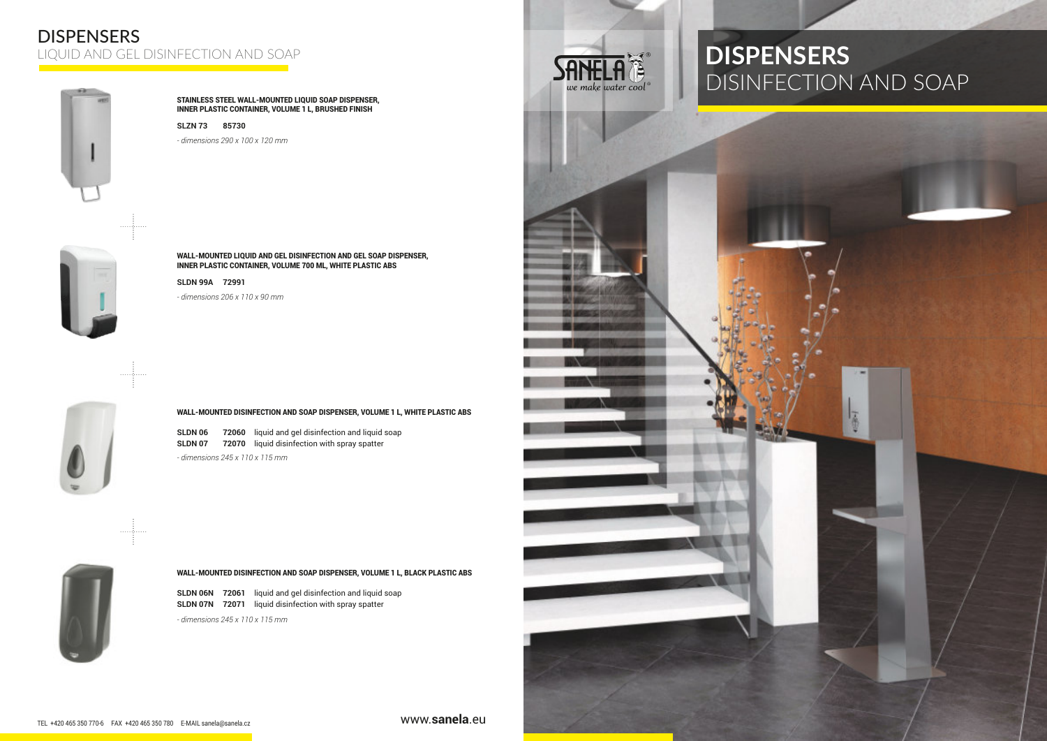# DISPENSERS
## LIQUID AND GEL DISINFECTION AND SOAP

**STAINLESS STEEL WALL-MOUNTED LIQUID SOAP DISPENSER, INNER PLASTIC CONTAINER, VOLUME 1 L, BRUSHED FINISH**

**SLZN 73** **85730**

*- dimensions 290 x 100 x 120 mm*

**WALL-MOUNTED LIQUID AND GEL DISINFECTION AND GEL SOAP DISPENSER, INNER PLASTIC CONTAINER, VOLUME 700 ML, WHITE PLASTIC ABS**

**SLDN 99A** **72991**

*- dimensions 206 x 110 x 90 mm*

**WALL-MOUNTED DISINFECTION AND SOAP DISPENSER, VOLUME 1 L, WHITE PLASTIC ABS**

**SLDN 06** **72060** liquid and gel disinfection and liquid soap
**SLDN 07** **72070** liquid disinfection with spray spatter

*- dimensions 245 x 110 x 115 mm*

**WALL-MOUNTED DISINFECTION AND SOAP DISPENSER, VOLUME 1 L, BLACK PLASTIC ABS**

**SLDN 06N** **72061** liquid and gel disinfection and liquid soap
**SLDN 07N** **72071** liquid disinfection with spray spatter

*- dimensions 245 x 110 x 115 mm*

TEL +420 465 350 770-6 FAX +420 465 350 780 E-MAIL sanela@sanela.cz

www.**sanela**.eu

SANELA we make water cool®

# DISPENSERS
## DISINFECTION AND SOAP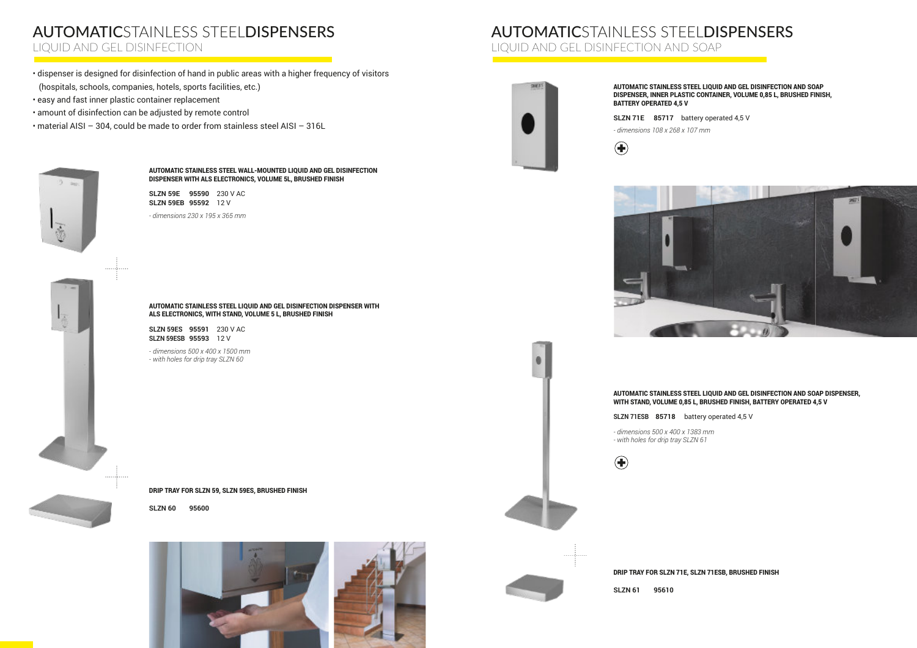# AUTOMATIC STAINLESS STEEL DISPENSERS

## LIQUID AND GEL DISINFECTION

- dispenser is designed for disinfection of hand in public areas with a higher frequency of visitors (hospitals, schools, companies, hotels, sports facilities, etc.)
- easy and fast inner plastic container replacement
- amount of disinfection can be adjusted by remote control
- material AISI – 304, could be made to order from stainless steel AISI – 316L

**AUTOMATIC STAINLESS STEEL WALL-MOUNTED LIQUID AND GEL DISINFECTION DISPENSER WITH ALS ELECTRONICS, VOLUME 5L, BRUSHED FINISH**

**SLZN 59E 95590** 230 V AC
**SLZN 59EB 95592** 12 V

*- dimensions 230 x 195 x 365 mm*

**AUTOMATIC STAINLESS STEEL LIQUID AND GEL DISINFECTION DISPENSER WITH ALS ELECTRONICS, WITH STAND, VOLUME 5 L, BRUSHED FINISH**

**SLZN 59ES 95591** 230 V AC
**SLZN 59ESB 95593** 12 V

*- dimensions 500 x 400 x 1500 mm*
*- with holes for drip tray SLZN 60*

**DRIP TRAY FOR SLZN 59, SLZN 59ES, BRUSHED FINISH**

**SLZN 60 95600**

# AUTOMATIC STAINLESS STEEL DISPENSERS

## LIQUID AND GEL DISINFECTION AND SOAP

**AUTOMATIC STAINLESS STEEL LIQUID AND GEL DISINFECTION AND SOAP DISPENSER, INNER PLASTIC CONTAINER, VOLUME 0,85 L, BRUSHED FINISH, BATTERY OPERATED 4,5 V**

**SLZN 71E 85717** battery operated 4,5 V

*- dimensions 108 x 268 x 107 mm*

**AUTOMATIC STAINLESS STEEL LIQUID AND GEL DISINFECTION AND SOAP DISPENSER, WITH STAND, VOLUME 0,85 L, BRUSHED FINISH, BATTERY OPERATED 4,5 V**

**SLZN 71ESB 85718** battery operated 4,5 V

*- dimensions 500 x 400 x 1383 mm*
*- with holes for drip tray SLZN 61*

**DRIP TRAY FOR SLZN 71E, SLZN 71ESB, BRUSHED FINISH**

**SLZN 61 95610**